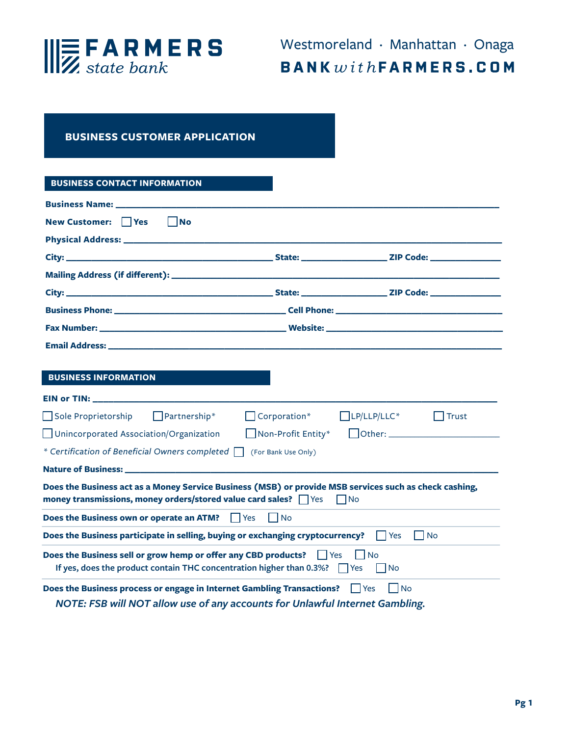FARMERS state bank

Westmoreland · Manhattan · Onaga
BANKwithFARMERS.COM

# BUSINESS CUSTOMER APPLICATION

## BUSINESS CONTACT INFORMATION

**Business Name:** ______________________________________________

**New Customer:** ☐ Yes ☐ No

**Physical Address:** ______________________________________________

**City:** ____________________ **State:** __________ **ZIP Code:** __________

**Mailing Address (if different):** ______________________________________________

**City:** ____________________ **State:** __________ **ZIP Code:** __________

**Business Phone:** ____________________ **Cell Phone:** ____________________

**Fax Number:** ____________________ **Website:** ____________________

**Email Address:** ______________________________________________

## BUSINESS INFORMATION

**EIN or TIN:** ______________________________________________

☐ Sole Proprietorship ☐ Partnership* ☐ Corporation* ☐ LP/LLP/LLC* ☐ Trust

☐ Unincorporated Association/Organization ☐ Non-Profit Entity* ☐ Other: ____________________

*\* Certification of Beneficial Owners completed* ☐ (For Bank Use Only)

**Nature of Business:** ______________________________________________

**Does the Business act as a Money Service Business (MSB) or provide MSB services such as check cashing, money transmissions, money orders/stored value card sales?** ☐ Yes ☐ No

**Does the Business own or operate an ATM?** ☐ Yes ☐ No

**Does the Business participate in selling, buying or exchanging cryptocurrency?** ☐ Yes ☐ No

**Does the Business sell or grow hemp or offer any CBD products?** ☐ Yes ☐ No
If yes, does the product contain THC concentration higher than 0.3%? ☐ Yes ☐ No

**Does the Business process or engage in Internet Gambling Transactions?** ☐ Yes ☐ No

***NOTE: FSB will NOT allow use of any accounts for Unlawful Internet Gambling.***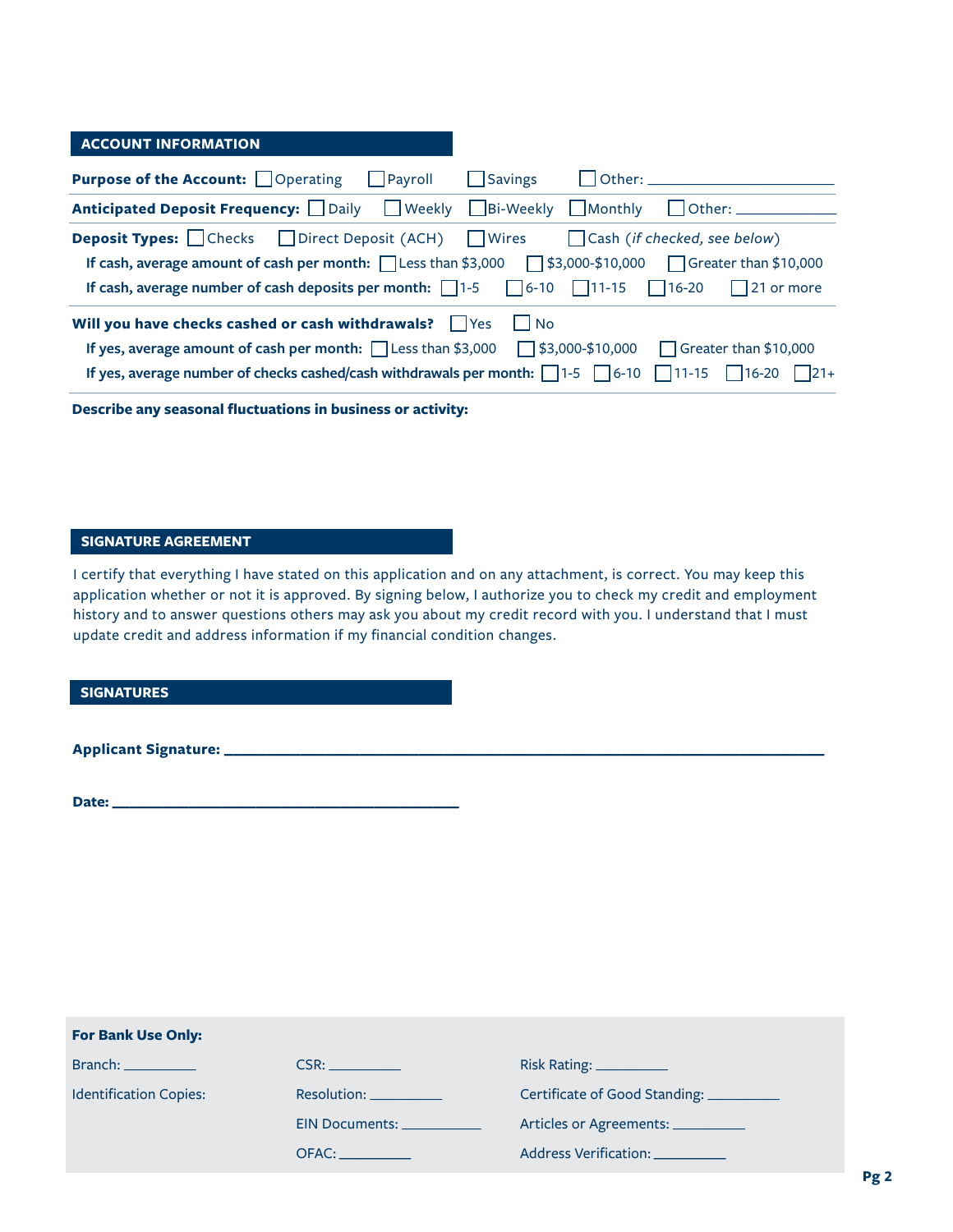## ACCOUNT INFORMATION

**Purpose of the Account:** ☐ Operating ☐ Payroll ☐ Savings ☐ Other: ____________________

**Anticipated Deposit Frequency:** ☐ Daily ☐ Weekly ☐ Bi-Weekly ☐ Monthly ☐ Other: __________

**Deposit Types:** ☐ Checks ☐ Direct Deposit (ACH) ☐ Wires ☐ Cash (*if checked, see below*)

**If cash, average amount of cash per month:** ☐ Less than $3,000 ☐ $3,000-$10,000 ☐ Greater than $10,000

**If cash, average number of cash deposits per month:** ☐ 1-5 ☐ 6-10 ☐ 11-15 ☐ 16-20 ☐ 21 or more

**Will you have checks cashed or cash withdrawals?** ☐ Yes ☐ No

**If yes, average amount of cash per month:** ☐ Less than $3,000 ☐ $3,000-$10,000 ☐ Greater than $10,000

**If yes, average number of checks cashed/cash withdrawals per month:** ☐ 1-5 ☐ 6-10 ☐ 11-15 ☐ 16-20 ☐ 21+

**Describe any seasonal fluctuations in business or activity:**

## SIGNATURE AGREEMENT

I certify that everything I have stated on this application and on any attachment, is correct. You may keep this application whether or not it is approved. By signing below, I authorize you to check my credit and employment history and to answer questions others may ask you about my credit record with you. I understand that I must update credit and address information if my financial condition changes.

## SIGNATURES

**Applicant Signature:** ____________________________________________________________

**Date:** ____________________________________

**For Bank Use Only:**

| | | |
|---|---|---|
| Branch: __________ | CSR: __________ | Risk Rating: __________ |
| Identification Copies: | Resolution: __________ | Certificate of Good Standing: __________ |
| | EIN Documents: __________ | Articles or Agreements: __________ |
| | OFAC: __________ | Address Verification: __________ |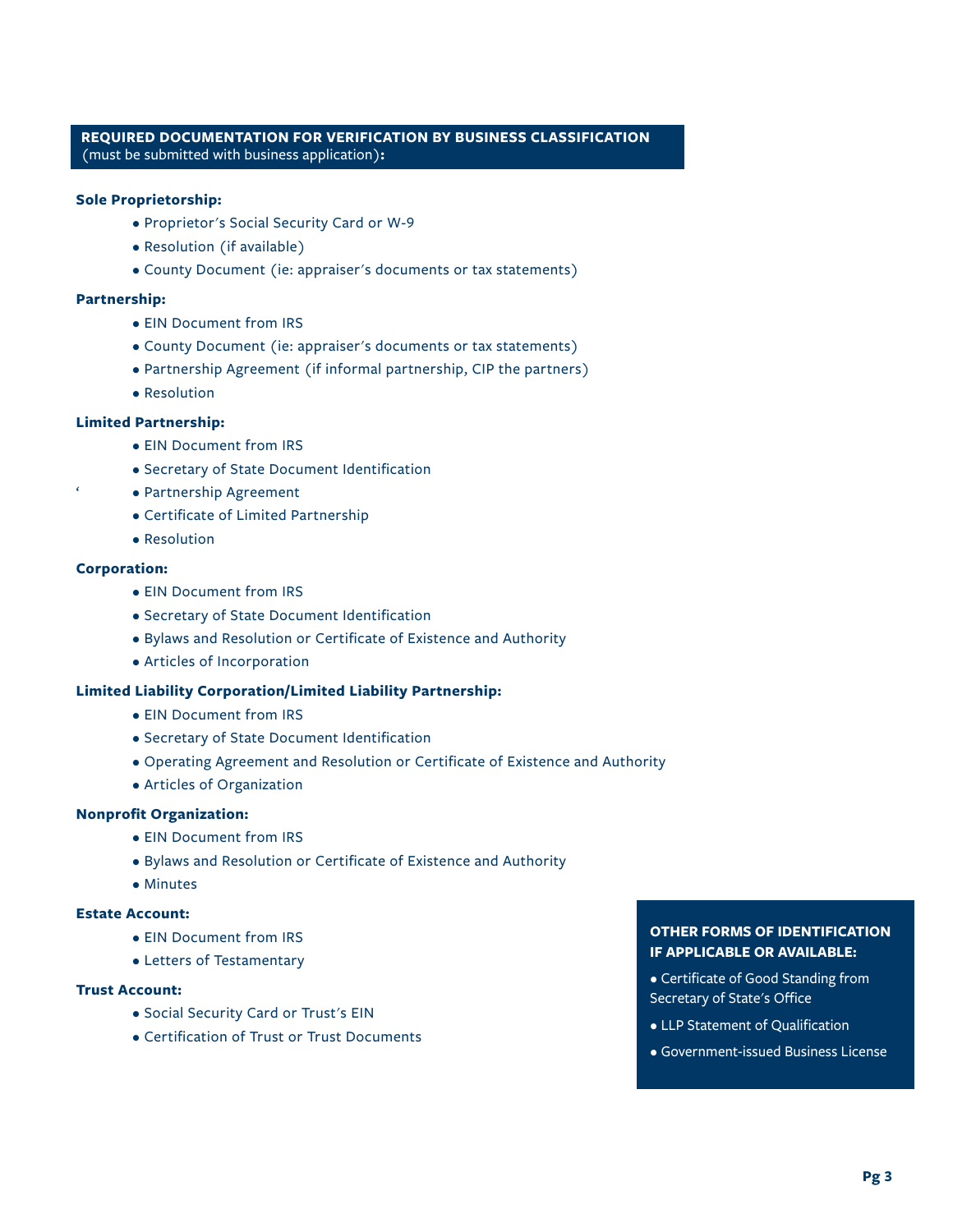## REQUIRED DOCUMENTATION FOR VERIFICATION BY BUSINESS CLASSIFICATION
(must be submitted with business application):

**Sole Proprietorship:**

- Proprietor's Social Security Card or W-9
- Resolution (if available)
- County Document (ie: appraiser's documents or tax statements)

**Partnership:**

- EIN Document from IRS
- County Document (ie: appraiser's documents or tax statements)
- Partnership Agreement (if informal partnership, CIP the partners)
- Resolution

**Limited Partnership:**

- EIN Document from IRS
- Secretary of State Document Identification
- Partnership Agreement
- Certificate of Limited Partnership
- Resolution

**Corporation:**

- EIN Document from IRS
- Secretary of State Document Identification
- Bylaws and Resolution or Certificate of Existence and Authority
- Articles of Incorporation

**Limited Liability Corporation/Limited Liability Partnership:**

- EIN Document from IRS
- Secretary of State Document Identification
- Operating Agreement and Resolution or Certificate of Existence and Authority
- Articles of Organization

**Nonprofit Organization:**

- EIN Document from IRS
- Bylaws and Resolution or Certificate of Existence and Authority
- Minutes

**Estate Account:**

- EIN Document from IRS
- Letters of Testamentary

**Trust Account:**

- Social Security Card or Trust's EIN
- Certification of Trust or Trust Documents

### OTHER FORMS OF IDENTIFICATION IF APPLICABLE OR AVAILABLE:

- Certificate of Good Standing from Secretary of State's Office
- LLP Statement of Qualification
- Government-issued Business License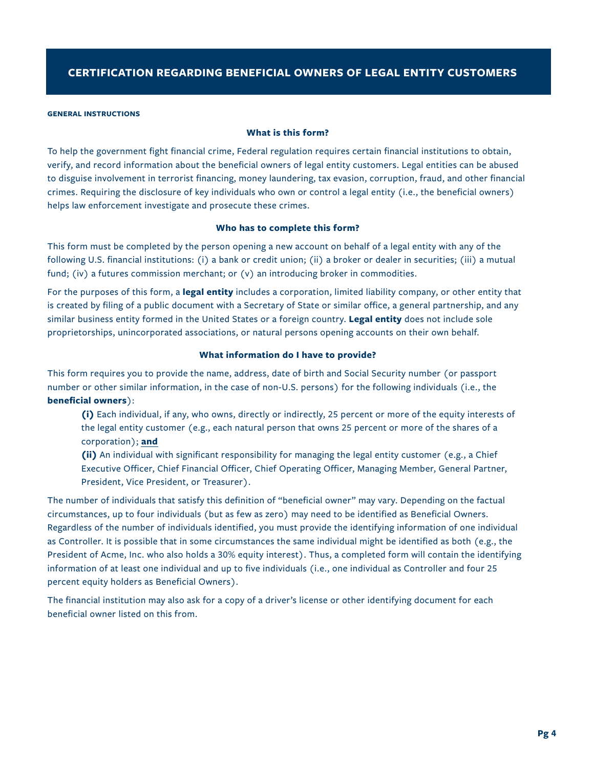# CERTIFICATION REGARDING BENEFICIAL OWNERS OF LEGAL ENTITY CUSTOMERS

**GENERAL INSTRUCTIONS**

### What is this form?

To help the government fight financial crime, Federal regulation requires certain financial institutions to obtain, verify, and record information about the beneficial owners of legal entity customers. Legal entities can be abused to disguise involvement in terrorist financing, money laundering, tax evasion, corruption, fraud, and other financial crimes. Requiring the disclosure of key individuals who own or control a legal entity (i.e., the beneficial owners) helps law enforcement investigate and prosecute these crimes.

### Who has to complete this form?

This form must be completed by the person opening a new account on behalf of a legal entity with any of the following U.S. financial institutions: (i) a bank or credit union; (ii) a broker or dealer in securities; (iii) a mutual fund; (iv) a futures commission merchant; or (v) an introducing broker in commodities.

For the purposes of this form, a **legal entity** includes a corporation, limited liability company, or other entity that is created by filing of a public document with a Secretary of State or similar office, a general partnership, and any similar business entity formed in the United States or a foreign country. **Legal entity** does not include sole proprietorships, unincorporated associations, or natural persons opening accounts on their own behalf.

### What information do I have to provide?

This form requires you to provide the name, address, date of birth and Social Security number (or passport number or other similar information, in the case of non-U.S. persons) for the following individuals (i.e., the **beneficial owners**):

> **(i)** Each individual, if any, who owns, directly or indirectly, 25 percent or more of the equity interests of the legal entity customer (e.g., each natural person that owns 25 percent or more of the shares of a corporation); **and**
>
> **(ii)** An individual with significant responsibility for managing the legal entity customer (e.g., a Chief Executive Officer, Chief Financial Officer, Chief Operating Officer, Managing Member, General Partner, President, Vice President, or Treasurer).

The number of individuals that satisfy this definition of "beneficial owner" may vary. Depending on the factual circumstances, up to four individuals (but as few as zero) may need to be identified as Beneficial Owners. Regardless of the number of individuals identified, you must provide the identifying information of one individual as Controller. It is possible that in some circumstances the same individual might be identified as both (e.g., the President of Acme, Inc. who also holds a 30% equity interest). Thus, a completed form will contain the identifying information of at least one individual and up to five individuals (i.e., one individual as Controller and four 25 percent equity holders as Beneficial Owners).

The financial institution may also ask for a copy of a driver's license or other identifying document for each beneficial owner listed on this from.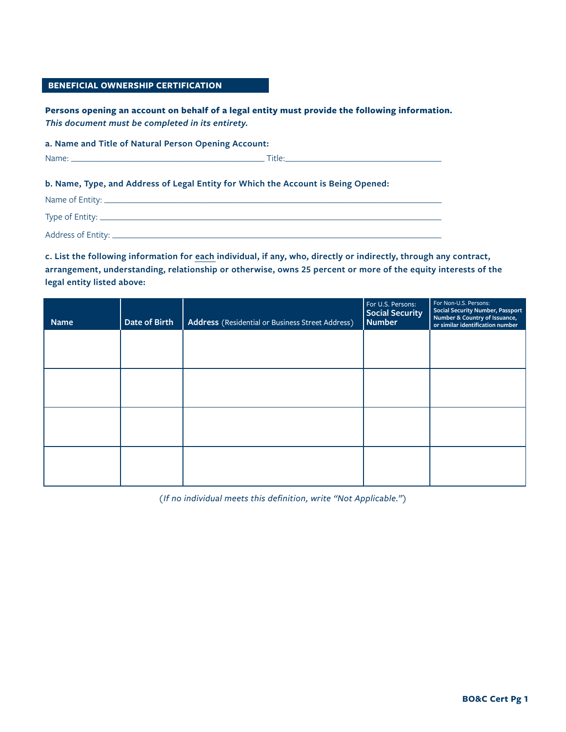## BENEFICIAL OWNERSHIP CERTIFICATION

**Persons opening an account on behalf of a legal entity must provide the following information.**
***This document must be completed in its entirety.***

**a. Name and Title of Natural Person Opening Account:**

Name: ______________________________ Title: ______________________________

**b. Name, Type, and Address of Legal Entity for Which the Account is Being Opened:**

Name of Entity: ______________________________

Type of Entity: ______________________________

Address of Entity: ______________________________

**c. List the following information for each individual, if any, who, directly or indirectly, through any contract, arrangement, understanding, relationship or otherwise, owns 25 percent or more of the equity interests of the legal entity listed above:**

| Name | Date of Birth | Address (Residential or Business Street Address) | For U.S. Persons: Social Security Number | For Non-U.S. Persons: Social Security Number, Passport Number & Country of Issuance, or similar identification number |
|---|---|---|---|---|
| | | | | |
| | | | | |
| | | | | |
| | | | | |

*(If no individual meets this definition, write "Not Applicable.")*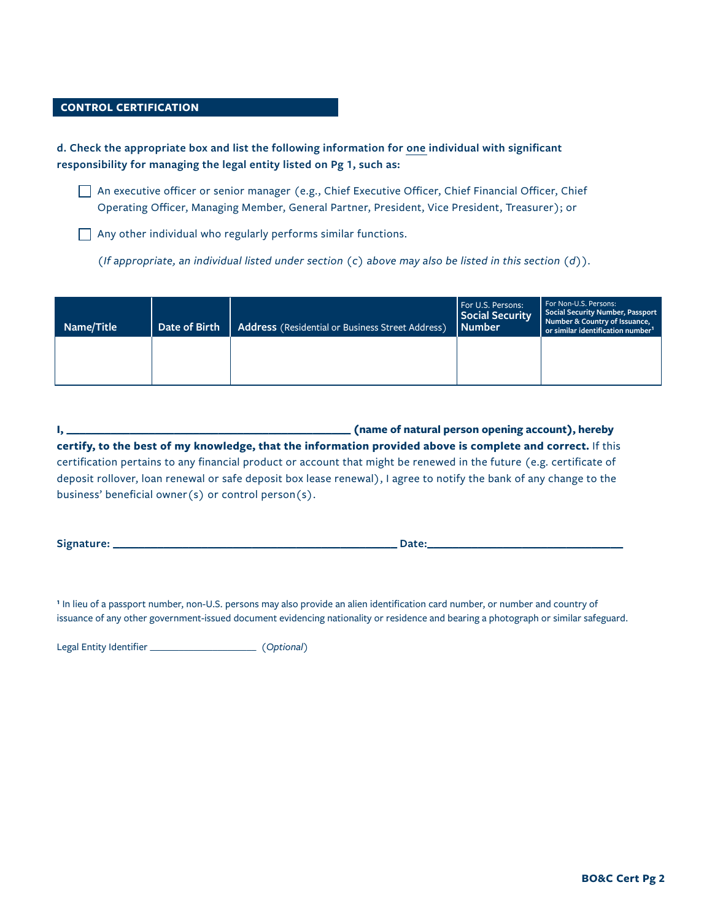## CONTROL CERTIFICATION

**d. Check the appropriate box and list the following information for one individual with significant responsibility for managing the legal entity listed on Pg 1, such as:**

☐ An executive officer or senior manager (e.g., Chief Executive Officer, Chief Financial Officer, Chief Operating Officer, Managing Member, General Partner, President, Vice President, Treasurer); or

☐ Any other individual who regularly performs similar functions.

*(If appropriate, an individual listed under section (c) above may also be listed in this section (d)).*

| Name/Title | Date of Birth | Address (Residential or Business Street Address) | For U.S. Persons: Social Security Number | For Non-U.S. Persons: Social Security Number, Passport Number & Country of Issuance, or similar identification number[1] |
|---|---|---|---|---|
| | | | | |

**I, ______________________________ (name of natural person opening account), hereby certify, to the best of my knowledge, that the information provided above is complete and correct.** If this certification pertains to any financial product or account that might be renewed in the future (e.g. certificate of deposit rollover, loan renewal or safe deposit box lease renewal), I agree to notify the bank of any change to the business' beneficial owner(s) or control person(s).

**Signature:** ______________________________ **Date:** ______________________

[1] In lieu of a passport number, non-U.S. persons may also provide an alien identification card number, or number and country of issuance of any other government-issued document evidencing nationality or residence and bearing a photograph or similar safeguard.

Legal Entity Identifier ____________________ (*Optional*)